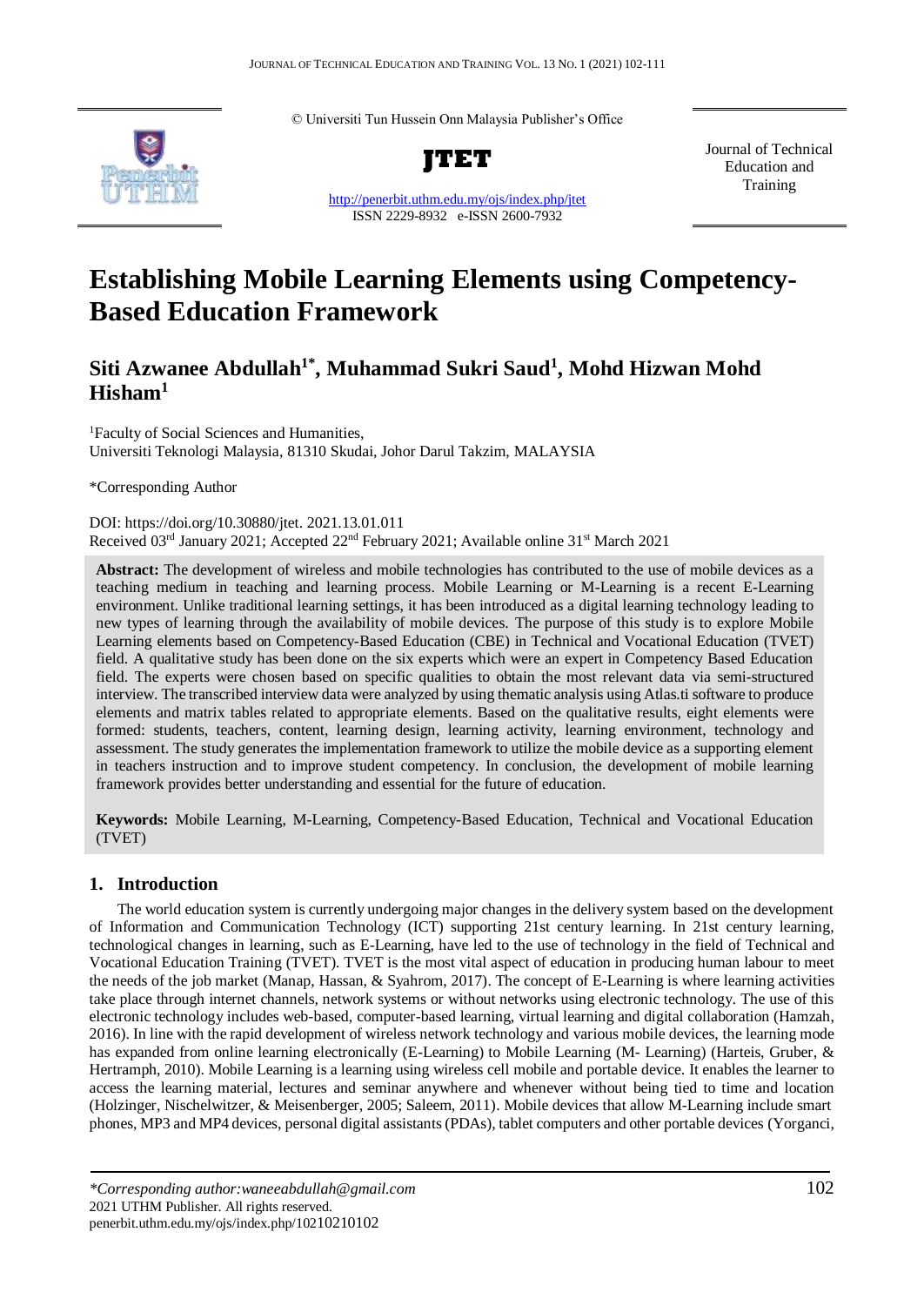© Universiti Tun Hussein Onn Malaysia Publisher's Office

**JTET**

Journal of Technical Education and Training

http://penerbit.uthm.edu.my/ojs/index.php/jtet

ISSN 2229-8932 e-ISSN 2600-7932

# Establishing Mobile Learning Elements using Competency-Based Education Framework

## Siti Azwanee Abdullah[1*], Muhammad Sukri Saud[1], Mohd Hizwan Mohd Hisham[1]

[1]Faculty of Social Sciences and Humanities,
Universiti Teknologi Malaysia, 81310 Skudai, Johor Darul Takzim, MALAYSIA

*Corresponding Author

DOI: https://doi.org/10.30880/jtet. 2021.13.01.011
Received 03rd January 2021; Accepted 22nd February 2021; Available online 31st March 2021

**Abstract:** The development of wireless and mobile technologies has contributed to the use of mobile devices as a teaching medium in teaching and learning process. Mobile Learning or M-Learning is a recent E-Learning environment. Unlike traditional learning settings, it has been introduced as a digital learning technology leading to new types of learning through the availability of mobile devices. The purpose of this study is to explore Mobile Learning elements based on Competency-Based Education (CBE) in Technical and Vocational Education (TVET) field. A qualitative study has been done on the six experts which were an expert in Competency Based Education field. The experts were chosen based on specific qualities to obtain the most relevant data via semi-structured interview. The transcribed interview data were analyzed by using thematic analysis using Atlas.ti software to produce elements and matrix tables related to appropriate elements. Based on the qualitative results, eight elements were formed: students, teachers, content, learning design, learning activity, learning environment, technology and assessment. The study generates the implementation framework to utilize the mobile device as a supporting element in teachers instruction and to improve student competency. In conclusion, the development of mobile learning framework provides better understanding and essential for the future of education.

**Keywords:** Mobile Learning, M-Learning, Competency-Based Education, Technical and Vocational Education (TVET)

## 1. Introduction

The world education system is currently undergoing major changes in the delivery system based on the development of Information and Communication Technology (ICT) supporting 21st century learning. In 21st century learning, technological changes in learning, such as E-Learning, have led to the use of technology in the field of Technical and Vocational Education Training (TVET). TVET is the most vital aspect of education in producing human labour to meet the needs of the job market (Manap, Hassan, & Syahrom, 2017). The concept of E-Learning is where learning activities take place through internet channels, network systems or without networks using electronic technology. The use of this electronic technology includes web-based, computer-based learning, virtual learning and digital collaboration (Hamzah, 2016). In line with the rapid development of wireless network technology and various mobile devices, the learning mode has expanded from online learning electronically (E-Learning) to Mobile Learning (M- Learning) (Harteis, Gruber, & Hertramph, 2010). Mobile Learning is a learning using wireless cell mobile and portable device. It enables the learner to access the learning material, lectures and seminar anywhere and whenever without being tied to time and location (Holzinger, Nischelwitzer, & Meisenberger, 2005; Saleem, 2011). Mobile devices that allow M-Learning include smart phones, MP3 and MP4 devices, personal digital assistants (PDAs), tablet computers and other portable devices (Yorganci,

*\*Corresponding author:waneeabdullah@gmail.com*
2021 UTHM Publisher. All rights reserved.
penerbit.uthm.edu.my/ojs/index.php/10210210102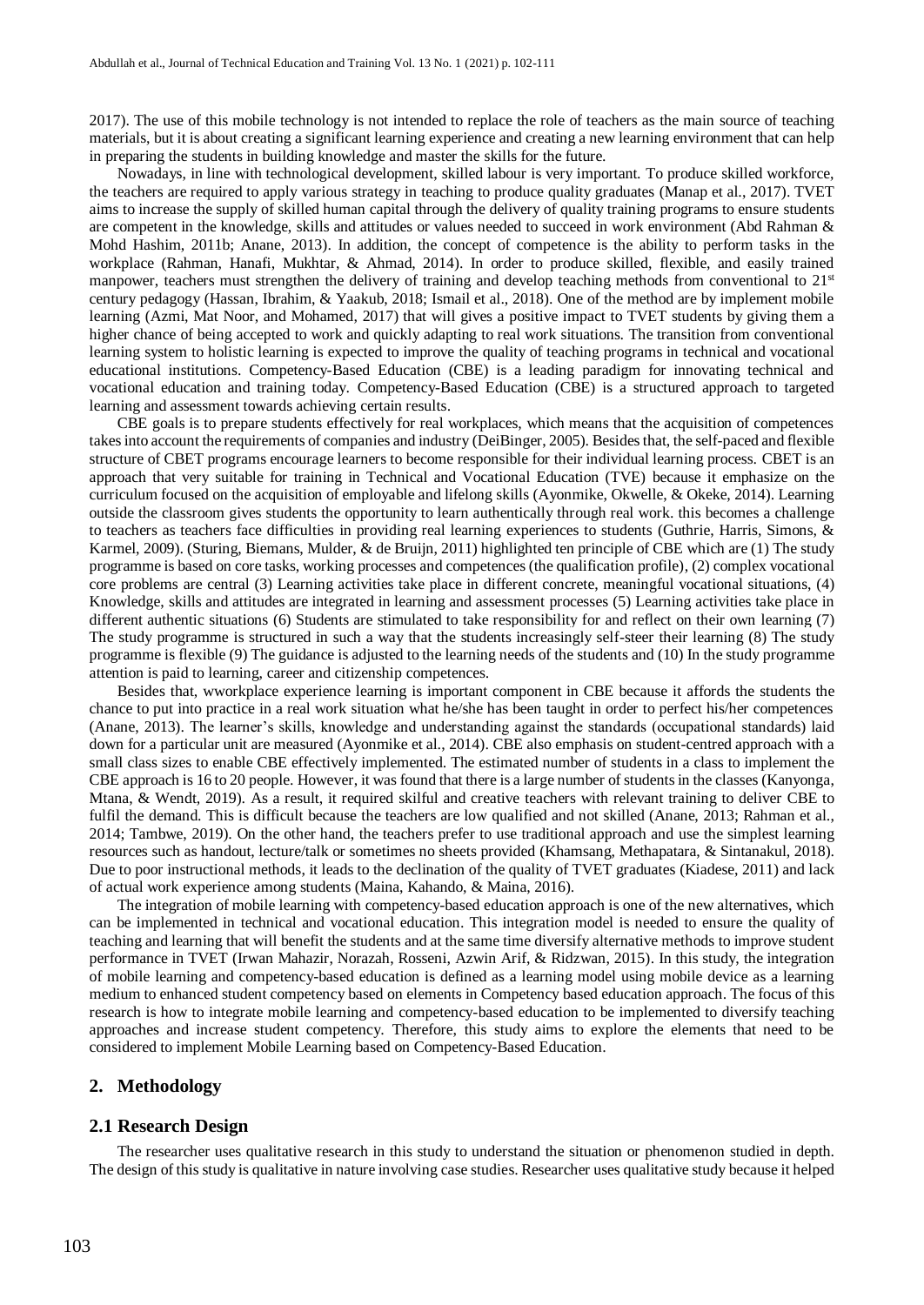2017). The use of this mobile technology is not intended to replace the role of teachers as the main source of teaching materials, but it is about creating a significant learning experience and creating a new learning environment that can help in preparing the students in building knowledge and master the skills for the future.

Nowadays, in line with technological development, skilled labour is very important. To produce skilled workforce, the teachers are required to apply various strategy in teaching to produce quality graduates (Manap et al., 2017). TVET aims to increase the supply of skilled human capital through the delivery of quality training programs to ensure students are competent in the knowledge, skills and attitudes or values needed to succeed in work environment (Abd Rahman & Mohd Hashim, 2011b; Anane, 2013). In addition, the concept of competence is the ability to perform tasks in the workplace (Rahman, Hanafi, Mukhtar, & Ahmad, 2014). In order to produce skilled, flexible, and easily trained manpower, teachers must strengthen the delivery of training and develop teaching methods from conventional to 21st century pedagogy (Hassan, Ibrahim, & Yaakub, 2018; Ismail et al., 2018). One of the method are by implement mobile learning (Azmi, Mat Noor, and Mohamed, 2017) that will gives a positive impact to TVET students by giving them a higher chance of being accepted to work and quickly adapting to real work situations. The transition from conventional learning system to holistic learning is expected to improve the quality of teaching programs in technical and vocational educational institutions. Competency-Based Education (CBE) is a leading paradigm for innovating technical and vocational education and training today. Competency-Based Education (CBE) is a structured approach to targeted learning and assessment towards achieving certain results.

CBE goals is to prepare students effectively for real workplaces, which means that the acquisition of competences takes into account the requirements of companies and industry (DeiBinger, 2005). Besides that, the self-paced and flexible structure of CBET programs encourage learners to become responsible for their individual learning process. CBET is an approach that very suitable for training in Technical and Vocational Education (TVE) because it emphasize on the curriculum focused on the acquisition of employable and lifelong skills (Ayonmike, Okwelle, & Okeke, 2014). Learning outside the classroom gives students the opportunity to learn authentically through real work. this becomes a challenge to teachers as teachers face difficulties in providing real learning experiences to students (Guthrie, Harris, Simons, & Karmel, 2009). (Sturing, Biemans, Mulder, & de Bruijn, 2011) highlighted ten principle of CBE which are (1) The study programme is based on core tasks, working processes and competences (the qualification profile), (2) complex vocational core problems are central (3) Learning activities take place in different concrete, meaningful vocational situations, (4) Knowledge, skills and attitudes are integrated in learning and assessment processes (5) Learning activities take place in different authentic situations (6) Students are stimulated to take responsibility for and reflect on their own learning (7) The study programme is structured in such a way that the students increasingly self-steer their learning (8) The study programme is flexible (9) The guidance is adjusted to the learning needs of the students and (10) In the study programme attention is paid to learning, career and citizenship competences.

Besides that, wworkplace experience learning is important component in CBE because it affords the students the chance to put into practice in a real work situation what he/she has been taught in order to perfect his/her competences (Anane, 2013). The learner's skills, knowledge and understanding against the standards (occupational standards) laid down for a particular unit are measured (Ayonmike et al., 2014). CBE also emphasis on student-centred approach with a small class sizes to enable CBE effectively implemented. The estimated number of students in a class to implement the CBE approach is 16 to 20 people. However, it was found that there is a large number of students in the classes (Kanyonga, Mtana, & Wendt, 2019). As a result, it required skilful and creative teachers with relevant training to deliver CBE to fulfil the demand. This is difficult because the teachers are low qualified and not skilled (Anane, 2013; Rahman et al., 2014; Tambwe, 2019). On the other hand, the teachers prefer to use traditional approach and use the simplest learning resources such as handout, lecture/talk or sometimes no sheets provided (Khamsang, Methapatara, & Sintanakul, 2018). Due to poor instructional methods, it leads to the declination of the quality of TVET graduates (Kiadese, 2011) and lack of actual work experience among students (Maina, Kahando, & Maina, 2016).

The integration of mobile learning with competency-based education approach is one of the new alternatives, which can be implemented in technical and vocational education. This integration model is needed to ensure the quality of teaching and learning that will benefit the students and at the same time diversify alternative methods to improve student performance in TVET (Irwan Mahazir, Norazah, Rosseni, Azwin Arif, & Ridzwan, 2015). In this study, the integration of mobile learning and competency-based education is defined as a learning model using mobile device as a learning medium to enhanced student competency based on elements in Competency based education approach. The focus of this research is how to integrate mobile learning and competency-based education to be implemented to diversify teaching approaches and increase student competency. Therefore, this study aims to explore the elements that need to be considered to implement Mobile Learning based on Competency-Based Education.

## 2. Methodology

### 2.1 Research Design

The researcher uses qualitative research in this study to understand the situation or phenomenon studied in depth. The design of this study is qualitative in nature involving case studies. Researcher uses qualitative study because it helped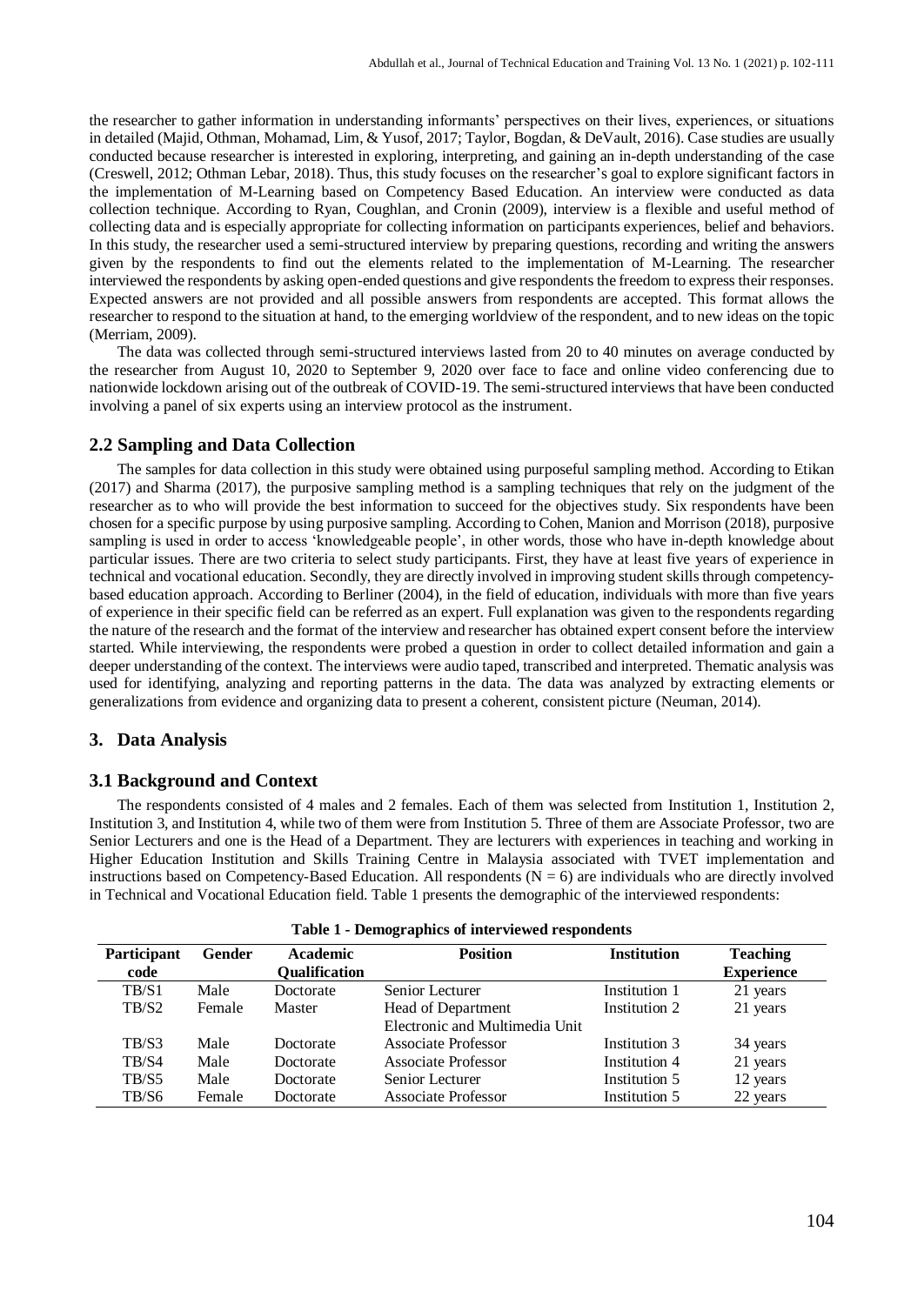the researcher to gather information in understanding informants' perspectives on their lives, experiences, or situations in detailed (Majid, Othman, Mohamad, Lim, & Yusof, 2017; Taylor, Bogdan, & DeVault, 2016). Case studies are usually conducted because researcher is interested in exploring, interpreting, and gaining an in-depth understanding of the case (Creswell, 2012; Othman Lebar, 2018). Thus, this study focuses on the researcher's goal to explore significant factors in the implementation of M-Learning based on Competency Based Education. An interview were conducted as data collection technique. According to Ryan, Coughlan, and Cronin (2009), interview is a flexible and useful method of collecting data and is especially appropriate for collecting information on participants experiences, belief and behaviors. In this study, the researcher used a semi-structured interview by preparing questions, recording and writing the answers given by the respondents to find out the elements related to the implementation of M-Learning. The researcher interviewed the respondents by asking open-ended questions and give respondents the freedom to express their responses. Expected answers are not provided and all possible answers from respondents are accepted. This format allows the researcher to respond to the situation at hand, to the emerging worldview of the respondent, and to new ideas on the topic (Merriam, 2009).

The data was collected through semi-structured interviews lasted from 20 to 40 minutes on average conducted by the researcher from August 10, 2020 to September 9, 2020 over face to face and online video conferencing due to nationwide lockdown arising out of the outbreak of COVID-19. The semi-structured interviews that have been conducted involving a panel of six experts using an interview protocol as the instrument.

## 2.2 Sampling and Data Collection

The samples for data collection in this study were obtained using purposeful sampling method. According to Etikan (2017) and Sharma (2017), the purposive sampling method is a sampling techniques that rely on the judgment of the researcher as to who will provide the best information to succeed for the objectives study. Six respondents have been chosen for a specific purpose by using purposive sampling. According to Cohen, Manion and Morrison (2018), purposive sampling is used in order to access 'knowledgeable people', in other words, those who have in-depth knowledge about particular issues. There are two criteria to select study participants. First, they have at least five years of experience in technical and vocational education. Secondly, they are directly involved in improving student skills through competency-based education approach. According to Berliner (2004), in the field of education, individuals with more than five years of experience in their specific field can be referred as an expert. Full explanation was given to the respondents regarding the nature of the research and the format of the interview and researcher has obtained expert consent before the interview started. While interviewing, the respondents were probed a question in order to collect detailed information and gain a deeper understanding of the context. The interviews were audio taped, transcribed and interpreted. Thematic analysis was used for identifying, analyzing and reporting patterns in the data. The data was analyzed by extracting elements or generalizations from evidence and organizing data to present a coherent, consistent picture (Neuman, 2014).

# 3. Data Analysis

## 3.1 Background and Context

The respondents consisted of 4 males and 2 females. Each of them was selected from Institution 1, Institution 2, Institution 3, and Institution 4, while two of them were from Institution 5. Three of them are Associate Professor, two are Senior Lecturers and one is the Head of a Department. They are lecturers with experiences in teaching and working in Higher Education Institution and Skills Training Centre in Malaysia associated with TVET implementation and instructions based on Competency-Based Education. All respondents ($N = 6$) are individuals who are directly involved in Technical and Vocational Education field. Table 1 presents the demographic of the interviewed respondents:

**Table 1 - Demographics of interviewed respondents**

| Participant code | Gender | Academic Qualification | Position | Institution | Teaching Experience |
|---|---|---|---|---|---|
| TB/S1 | Male | Doctorate | Senior Lecturer | Institution 1 | 21 years |
| TB/S2 | Female | Master | Head of Department Electronic and Multimedia Unit | Institution 2 | 21 years |
| TB/S3 | Male | Doctorate | Associate Professor | Institution 3 | 34 years |
| TB/S4 | Male | Doctorate | Associate Professor | Institution 4 | 21 years |
| TB/S5 | Male | Doctorate | Senior Lecturer | Institution 5 | 12 years |
| TB/S6 | Female | Doctorate | Associate Professor | Institution 5 | 22 years |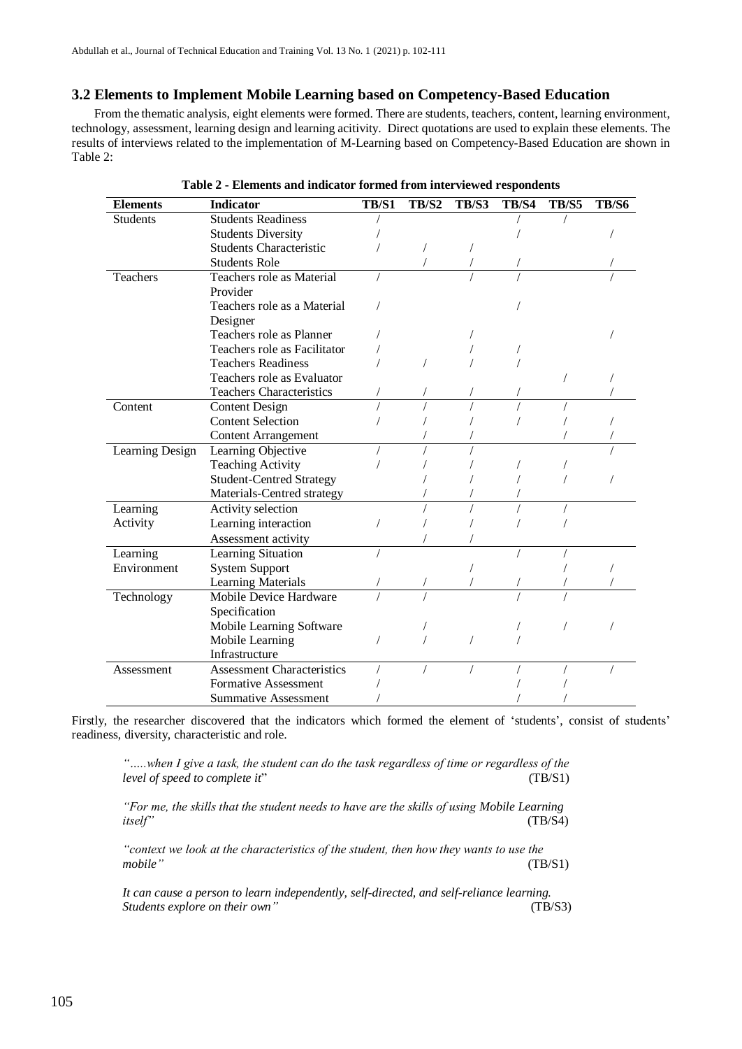### 3.2 Elements to Implement Mobile Learning based on Competency-Based Education

From the thematic analysis, eight elements were formed. There are students, teachers, content, learning environment, technology, assessment, learning design and learning acitivity. Direct quotations are used to explain these elements. The results of interviews related to the implementation of M-Learning based on Competency-Based Education are shown in Table 2:

**Table 2 - Elements and indicator formed from interviewed respondents**

| Elements | Indicator | TB/S1 | TB/S2 | TB/S3 | TB/S4 | TB/S5 | TB/S6 |
|---|---|---|---|---|---|---|---|
| Students | Students Readiness | / | | | / | / | |
| | Students Diversity | / | | | / | | / |
| | Students Characteristic | / | / | / | | | |
| | Students Role | | / | / | / | | / |
| Teachers | Teachers role as Material Provider | / | | / | / | | / |
| | Teachers role as a Material Designer | / | | | / | | |
| | Teachers role as Planner | / | | / | | | / |
| | Teachers role as Facilitator | / | | / | / | | |
| | Teachers Readiness | / | / | / | / | | |
| | Teachers role as Evaluator | | | | | / | / |
| | Teachers Characteristics | / | / | / | / | | / |
| Content | Content Design | / | / | / | / | / | |
| | Content Selection | / | / | / | / | / | / |
| | Content Arrangement | | / | / | | / | / |
| Learning Design | Learning Objective | / | / | / | | | / |
| | Teaching Activity | / | / | / | / | / | |
| | Student-Centred Strategy | | / | / | / | / | / |
| | Materials-Centred strategy | | / | / | / | | |
| Learning Activity | Activity selection | | / | / | / | / | |
| | Learning interaction | / | / | / | / | / | |
| | Assessment activity | | / | / | | | |
| Learning Environment | Learning Situation | / | | | / | / | |
| | System Support | | | / | | / | / |
| | Learning Materials | / | / | / | / | / | / |
| Technology | Mobile Device Hardware Specification | / | / | | / | / | |
| | Mobile Learning Software | | / | | / | / | / |
| | Mobile Learning Infrastructure | / | / | / | / | | |
| Assessment | Assessment Characteristics | / | / | / | / | / | / |
| | Formative Assessment | / | | | / | / | |
| | Summative Assessment | / | | | / | / | |

Firstly, the researcher discovered that the indicators which formed the element of 'students', consist of students' readiness, diversity, characteristic and role.

> *".....when I give a task, the student can do the task regardless of time or regardless of the level of speed to complete it*" (TB/S1)

> *"For me, the skills that the student needs to have are the skills of using Mobile Learning itself"* (TB/S4)

> *"context we look at the characteristics of the student, then how they wants to use the mobile"* (TB/S1)

> *It can cause a person to learn independently, self-directed, and self-reliance learning. Students explore on their own"* (TB/S3)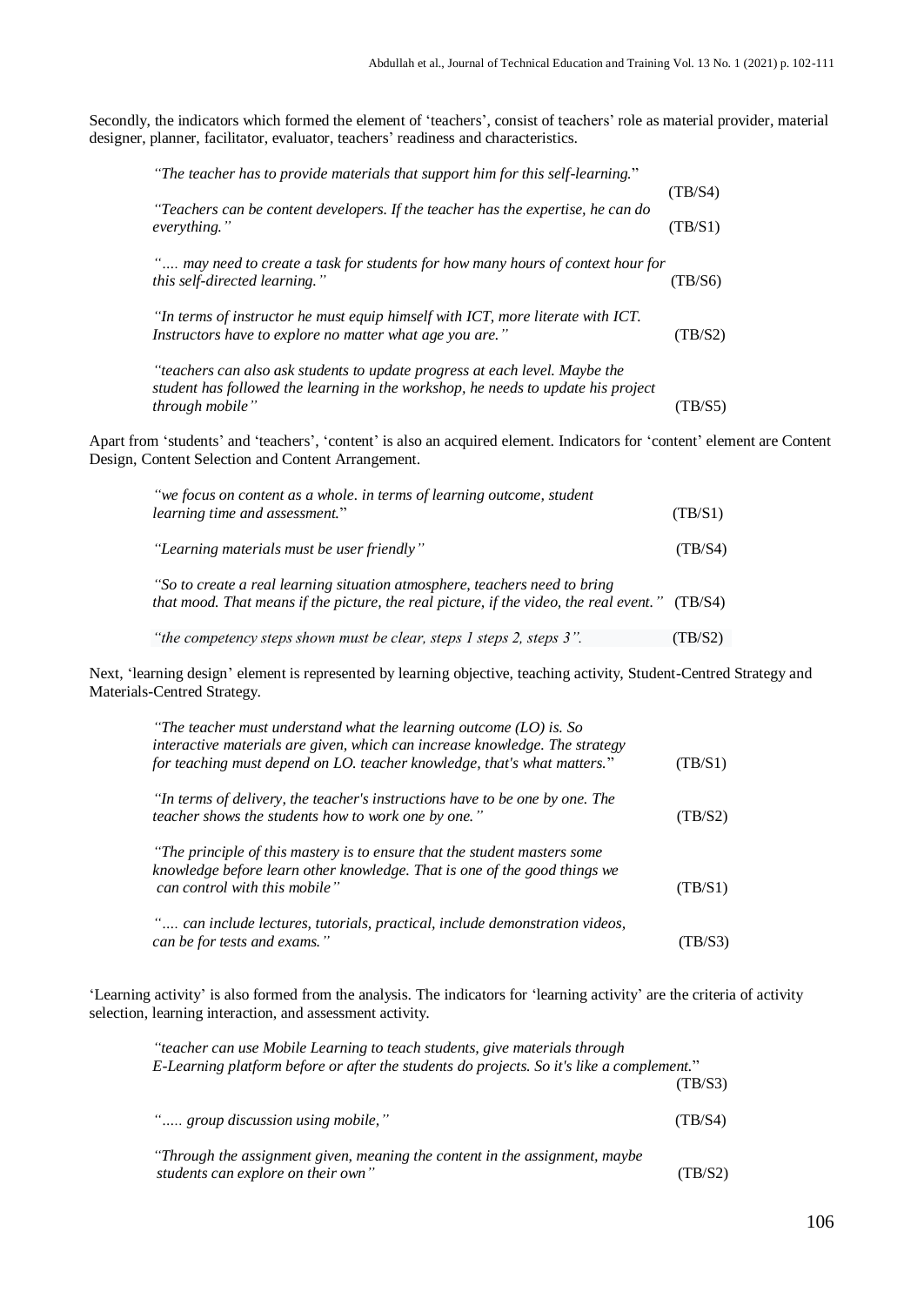Secondly, the indicators which formed the element of 'teachers', consist of teachers' role as material provider, material designer, planner, facilitator, evaluator, teachers' readiness and characteristics.

> *"The teacher has to provide materials that support him for this self-learning."* (TB/S4)
>
> *"Teachers can be content developers. If the teacher has the expertise, he can do everything."* (TB/S1)
>
> *".... may need to create a task for students for how many hours of context hour for this self-directed learning."* (TB/S6)
>
> *"In terms of instructor he must equip himself with ICT, more literate with ICT. Instructors have to explore no matter what age you are."* (TB/S2)
>
> *"teachers can also ask students to update progress at each level. Maybe the student has followed the learning in the workshop, he needs to update his project through mobile"* (TB/S5)

Apart from 'students' and 'teachers', 'content' is also an acquired element. Indicators for 'content' element are Content Design, Content Selection and Content Arrangement.

> *"we focus on content as a whole. in terms of learning outcome, student learning time and assessment."* (TB/S1)
>
> *"Learning materials must be user friendly"* (TB/S4)
>
> *"So to create a real learning situation atmosphere, teachers need to bring that mood. That means if the picture, the real picture, if the video, the real event."* (TB/S4)
>
> *"the competency steps shown must be clear, steps 1 steps 2, steps 3".* (TB/S2)

Next, 'learning design' element is represented by learning objective, teaching activity, Student-Centred Strategy and Materials-Centred Strategy.

> *"The teacher must understand what the learning outcome (LO) is. So interactive materials are given, which can increase knowledge. The strategy for teaching must depend on LO. teacher knowledge, that's what matters."* (TB/S1)
>
> *"In terms of delivery, the teacher's instructions have to be one by one. The teacher shows the students how to work one by one."* (TB/S2)
>
> *"The principle of this mastery is to ensure that the student masters some knowledge before learn other knowledge. That is one of the good things we can control with this mobile"* (TB/S1)
>
> *".... can include lectures, tutorials, practical, include demonstration videos, can be for tests and exams."* (TB/S3)

'Learning activity' is also formed from the analysis. The indicators for 'learning activity' are the criteria of activity selection, learning interaction, and assessment activity.

> *"teacher can use Mobile Learning to teach students, give materials through E-Learning platform before or after the students do projects. So it's like a complement."* (TB/S3)
>
> *"..... group discussion using mobile,"* (TB/S4)
>
> *"Through the assignment given, meaning the content in the assignment, maybe students can explore on their own"* (TB/S2)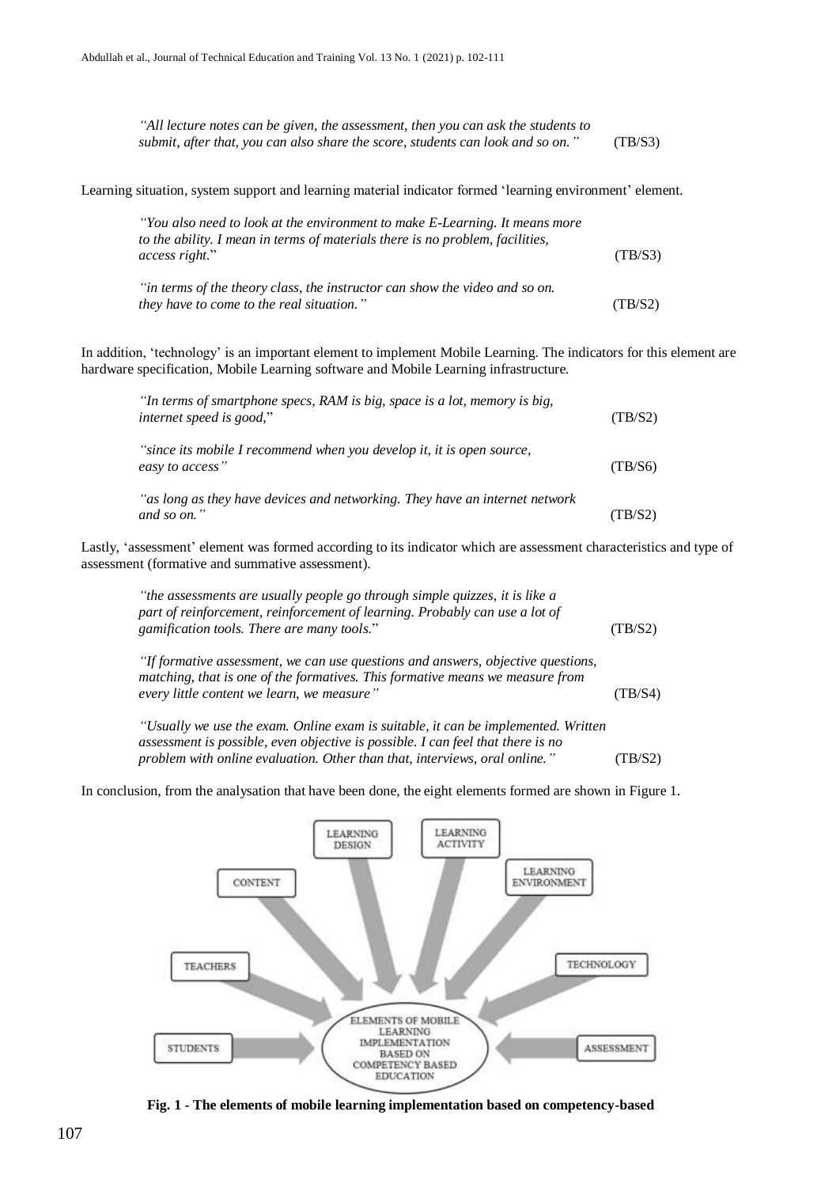*"All lecture notes can be given, the assessment, then you can ask the students to submit, after that, you can also share the score, students can look and so on."* (TB/S3)

Learning situation, system support and learning material indicator formed 'learning environment' element.

*"You also need to look at the environment to make E-Learning. It means more to the ability. I mean in terms of materials there is no problem, facilities, access right."* (TB/S3)

*"in terms of the theory class, the instructor can show the video and so on. they have to come to the real situation."* (TB/S2)

In addition, 'technology' is an important element to implement Mobile Learning. The indicators for this element are hardware specification, Mobile Learning software and Mobile Learning infrastructure.

*"In terms of smartphone specs, RAM is big, space is a lot, memory is big, internet speed is good,"* (TB/S2)

*"since its mobile I recommend when you develop it, it is open source, easy to access"* (TB/S6)

*"as long as they have devices and networking. They have an internet network and so on."* (TB/S2)

Lastly, 'assessment' element was formed according to its indicator which are assessment characteristics and type of assessment (formative and summative assessment).

*"the assessments are usually people go through simple quizzes, it is like a part of reinforcement, reinforcement of learning. Probably can use a lot of gamification tools. There are many tools."* (TB/S2)

*"If formative assessment, we can use questions and answers, objective questions, matching, that is one of the formatives. This formative means we measure from every little content we learn, we measure"* (TB/S4)

*"Usually we use the exam. Online exam is suitable, it can be implemented. Written assessment is possible, even objective is possible. I can feel that there is no problem with online evaluation. Other than that, interviews, oral online."* (TB/S2)

In conclusion, from the analysation that have been done, the eight elements formed are shown in Figure 1.

LEARNING DESIGN, LEARNING ACTIVITY, CONTENT, LEARNING ENVIRONMENT, TEACHERS, TECHNOLOGY, STUDENTS, ASSESSMENT → ELEMENTS OF MOBILE LEARNING IMPLEMENTATION BASED ON COMPETENCY BASED EDUCATION

**Fig. 1 - The elements of mobile learning implementation based on competency-based**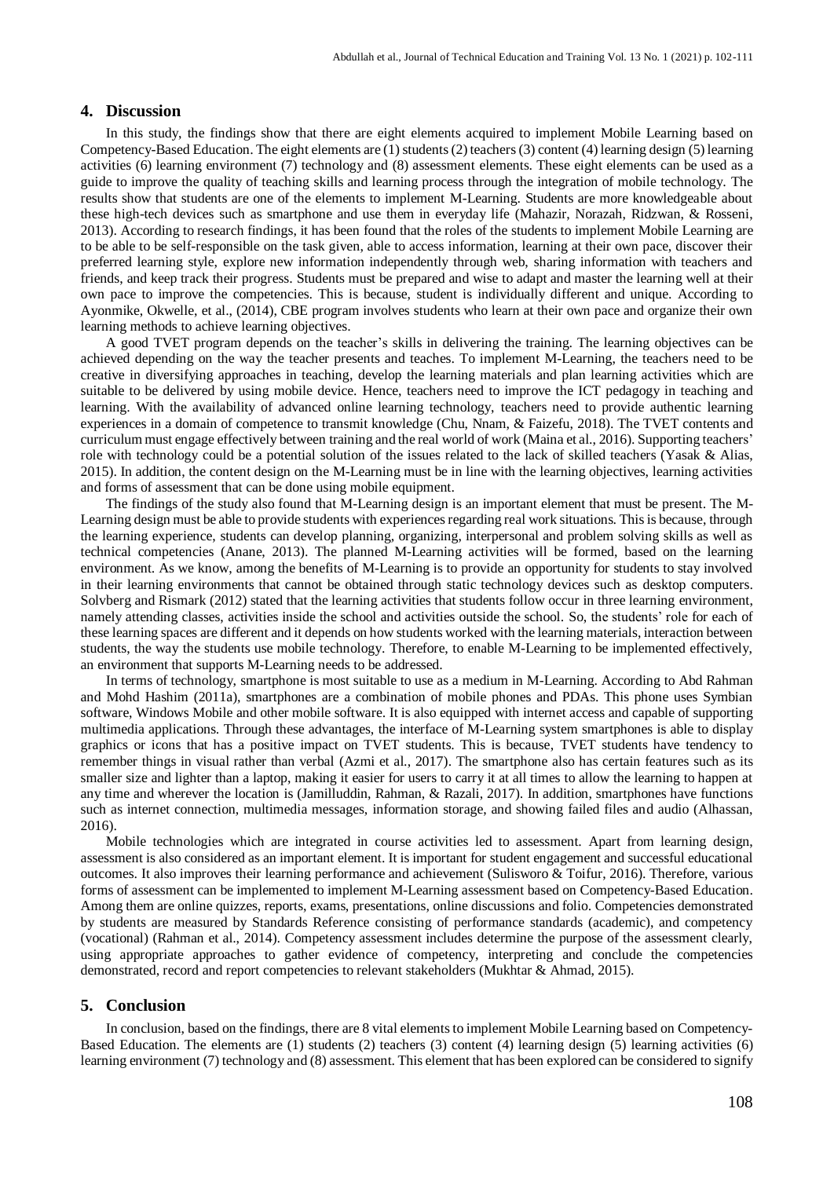## 4. Discussion

In this study, the findings show that there are eight elements acquired to implement Mobile Learning based on Competency-Based Education. The eight elements are (1) students (2) teachers (3) content (4) learning design (5) learning activities (6) learning environment (7) technology and (8) assessment elements. These eight elements can be used as a guide to improve the quality of teaching skills and learning process through the integration of mobile technology. The results show that students are one of the elements to implement M-Learning. Students are more knowledgeable about these high-tech devices such as smartphone and use them in everyday life (Mahazir, Norazah, Ridzwan, & Rosseni, 2013). According to research findings, it has been found that the roles of the students to implement Mobile Learning are to be able to be self-responsible on the task given, able to access information, learning at their own pace, discover their preferred learning style, explore new information independently through web, sharing information with teachers and friends, and keep track their progress. Students must be prepared and wise to adapt and master the learning well at their own pace to improve the competencies. This is because, student is individually different and unique. According to Ayonmike, Okwelle, et al., (2014), CBE program involves students who learn at their own pace and organize their own learning methods to achieve learning objectives.

A good TVET program depends on the teacher's skills in delivering the training. The learning objectives can be achieved depending on the way the teacher presents and teaches. To implement M-Learning, the teachers need to be creative in diversifying approaches in teaching, develop the learning materials and plan learning activities which are suitable to be delivered by using mobile device. Hence, teachers need to improve the ICT pedagogy in teaching and learning. With the availability of advanced online learning technology, teachers need to provide authentic learning experiences in a domain of competence to transmit knowledge (Chu, Nnam, & Faizefu, 2018). The TVET contents and curriculum must engage effectively between training and the real world of work (Maina et al., 2016). Supporting teachers' role with technology could be a potential solution of the issues related to the lack of skilled teachers (Yasak & Alias, 2015). In addition, the content design on the M-Learning must be in line with the learning objectives, learning activities and forms of assessment that can be done using mobile equipment.

The findings of the study also found that M-Learning design is an important element that must be present. The M-Learning design must be able to provide students with experiences regarding real work situations. This is because, through the learning experience, students can develop planning, organizing, interpersonal and problem solving skills as well as technical competencies (Anane, 2013). The planned M-Learning activities will be formed, based on the learning environment. As we know, among the benefits of M-Learning is to provide an opportunity for students to stay involved in their learning environments that cannot be obtained through static technology devices such as desktop computers. Solvberg and Rismark (2012) stated that the learning activities that students follow occur in three learning environment, namely attending classes, activities inside the school and activities outside the school. So, the students' role for each of these learning spaces are different and it depends on how students worked with the learning materials, interaction between students, the way the students use mobile technology. Therefore, to enable M-Learning to be implemented effectively, an environment that supports M-Learning needs to be addressed.

In terms of technology, smartphone is most suitable to use as a medium in M-Learning. According to Abd Rahman and Mohd Hashim (2011a), smartphones are a combination of mobile phones and PDAs. This phone uses Symbian software, Windows Mobile and other mobile software. It is also equipped with internet access and capable of supporting multimedia applications. Through these advantages, the interface of M-Learning system smartphones is able to display graphics or icons that has a positive impact on TVET students. This is because, TVET students have tendency to remember things in visual rather than verbal (Azmi et al., 2017). The smartphone also has certain features such as its smaller size and lighter than a laptop, making it easier for users to carry it at all times to allow the learning to happen at any time and wherever the location is (Jamilluddin, Rahman, & Razali, 2017). In addition, smartphones have functions such as internet connection, multimedia messages, information storage, and showing failed files and audio (Alhassan, 2016).

Mobile technologies which are integrated in course activities led to assessment. Apart from learning design, assessment is also considered as an important element. It is important for student engagement and successful educational outcomes. It also improves their learning performance and achievement (Sulisworo & Toifur, 2016). Therefore, various forms of assessment can be implemented to implement M-Learning assessment based on Competency-Based Education. Among them are online quizzes, reports, exams, presentations, online discussions and folio. Competencies demonstrated by students are measured by Standards Reference consisting of performance standards (academic), and competency (vocational) (Rahman et al., 2014). Competency assessment includes determine the purpose of the assessment clearly, using appropriate approaches to gather evidence of competency, interpreting and conclude the competencies demonstrated, record and report competencies to relevant stakeholders (Mukhtar & Ahmad, 2015).

## 5. Conclusion

In conclusion, based on the findings, there are 8 vital elements to implement Mobile Learning based on Competency-Based Education. The elements are (1) students (2) teachers (3) content (4) learning design (5) learning activities (6) learning environment (7) technology and (8) assessment. This element that has been explored can be considered to signify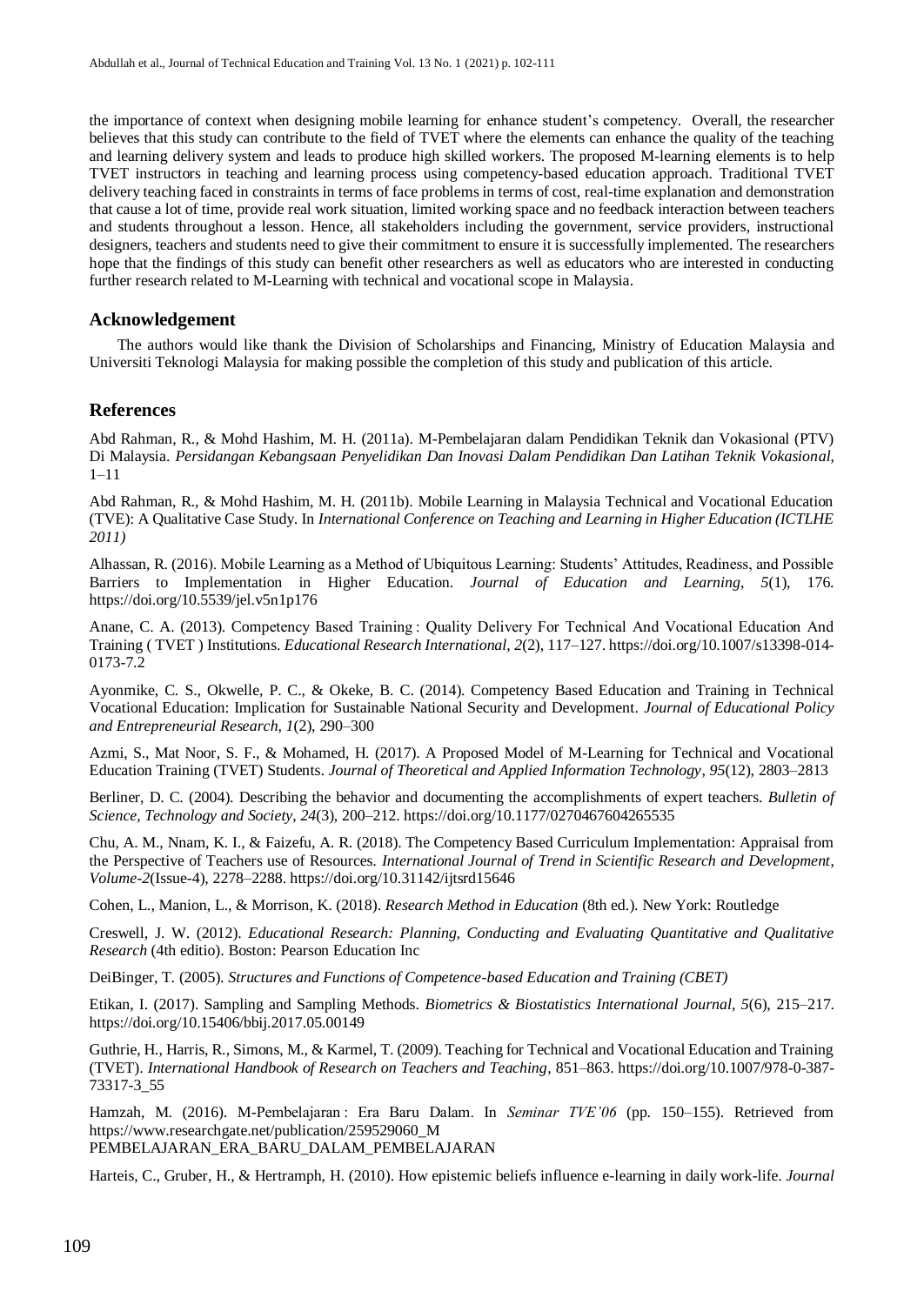the importance of context when designing mobile learning for enhance student's competency. Overall, the researcher believes that this study can contribute to the field of TVET where the elements can enhance the quality of the teaching and learning delivery system and leads to produce high skilled workers. The proposed M-learning elements is to help TVET instructors in teaching and learning process using competency-based education approach. Traditional TVET delivery teaching faced in constraints in terms of face problems in terms of cost, real-time explanation and demonstration that cause a lot of time, provide real work situation, limited working space and no feedback interaction between teachers and students throughout a lesson. Hence, all stakeholders including the government, service providers, instructional designers, teachers and students need to give their commitment to ensure it is successfully implemented. The researchers hope that the findings of this study can benefit other researchers as well as educators who are interested in conducting further research related to M-Learning with technical and vocational scope in Malaysia.

## Acknowledgement

The authors would like thank the Division of Scholarships and Financing, Ministry of Education Malaysia and Universiti Teknologi Malaysia for making possible the completion of this study and publication of this article.

## References

Abd Rahman, R., & Mohd Hashim, M. H. (2011a). M-Pembelajaran dalam Pendidikan Teknik dan Vokasional (PTV) Di Malaysia. *Persidangan Kebangsaan Penyelidikan Dan Inovasi Dalam Pendidikan Dan Latihan Teknik Vokasional*, 1–11

Abd Rahman, R., & Mohd Hashim, M. H. (2011b). Mobile Learning in Malaysia Technical and Vocational Education (TVE): A Qualitative Case Study. In *International Conference on Teaching and Learning in Higher Education (ICTLHE 2011)*

Alhassan, R. (2016). Mobile Learning as a Method of Ubiquitous Learning: Students' Attitudes, Readiness, and Possible Barriers to Implementation in Higher Education. *Journal of Education and Learning*, *5*(1), 176. https://doi.org/10.5539/jel.v5n1p176

Anane, C. A. (2013). Competency Based Training : Quality Delivery For Technical And Vocational Education And Training ( TVET ) Institutions. *Educational Research International*, *2*(2), 117–127. https://doi.org/10.1007/s13398-014-0173-7.2

Ayonmike, C. S., Okwelle, P. C., & Okeke, B. C. (2014). Competency Based Education and Training in Technical Vocational Education: Implication for Sustainable National Security and Development. *Journal of Educational Policy and Entrepreneurial Research*, *1*(2), 290–300

Azmi, S., Mat Noor, S. F., & Mohamed, H. (2017). A Proposed Model of M-Learning for Technical and Vocational Education Training (TVET) Students. *Journal of Theoretical and Applied Information Technology*, *95*(12), 2803–2813

Berliner, D. C. (2004). Describing the behavior and documenting the accomplishments of expert teachers. *Bulletin of Science, Technology and Society*, *24*(3), 200–212. https://doi.org/10.1177/0270467604265535

Chu, A. M., Nnam, K. I., & Faizefu, A. R. (2018). The Competency Based Curriculum Implementation: Appraisal from the Perspective of Teachers use of Resources. *International Journal of Trend in Scientific Research and Development*, *Volume-2*(Issue-4), 2278–2288. https://doi.org/10.31142/ijtsrd15646

Cohen, L., Manion, L., & Morrison, K. (2018). *Research Method in Education* (8th ed.). New York: Routledge

Creswell, J. W. (2012). *Educational Research: Planning, Conducting and Evaluating Quantitative and Qualitative Research* (4th editio). Boston: Pearson Education Inc

DeiBinger, T. (2005). *Structures and Functions of Competence-based Education and Training (CBET)*

Etikan, I. (2017). Sampling and Sampling Methods. *Biometrics & Biostatistics International Journal*, *5*(6), 215–217. https://doi.org/10.15406/bbij.2017.05.00149

Guthrie, H., Harris, R., Simons, M., & Karmel, T. (2009). Teaching for Technical and Vocational Education and Training (TVET). *International Handbook of Research on Teachers and Teaching*, 851–863. https://doi.org/10.1007/978-0-387-73317-3_55

Hamzah, M. (2016). M-Pembelajaran : Era Baru Dalam. In *Seminar TVE'06* (pp. 150–155). Retrieved from https://www.researchgate.net/publication/259529060_M PEMBELAJARAN_ERA_BARU_DALAM_PEMBELAJARAN

Harteis, C., Gruber, H., & Hertramph, H. (2010). How epistemic beliefs influence e-learning in daily work-life. *Journal*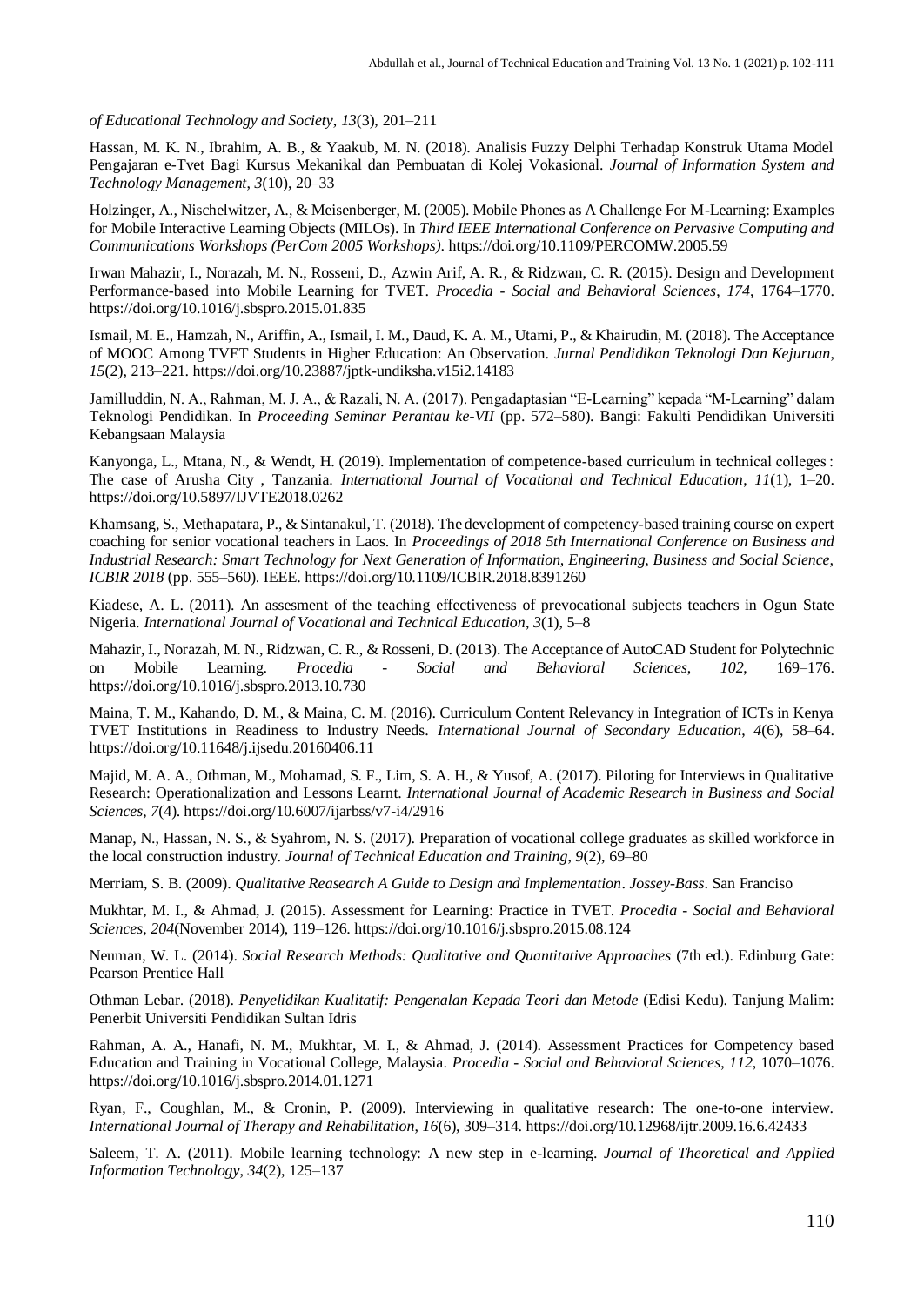*of Educational Technology and Society, 13*(3), 201–211

Hassan, M. K. N., Ibrahim, A. B., & Yaakub, M. N. (2018). Analisis Fuzzy Delphi Terhadap Konstruk Utama Model Pengajaran e-Tvet Bagi Kursus Mekanikal dan Pembuatan di Kolej Vokasional. *Journal of Information System and Technology Management*, *3*(10), 20–33

Holzinger, A., Nischelwitzer, A., & Meisenberger, M. (2005). Mobile Phones as A Challenge For M-Learning: Examples for Mobile Interactive Learning Objects (MILOs). In *Third IEEE International Conference on Pervasive Computing and Communications Workshops (PerCom 2005 Workshops)*. https://doi.org/10.1109/PERCOMW.2005.59

Irwan Mahazir, I., Norazah, M. N., Rosseni, D., Azwin Arif, A. R., & Ridzwan, C. R. (2015). Design and Development Performance-based into Mobile Learning for TVET. *Procedia - Social and Behavioral Sciences*, *174*, 1764–1770. https://doi.org/10.1016/j.sbspro.2015.01.835

Ismail, M. E., Hamzah, N., Ariffin, A., Ismail, I. M., Daud, K. A. M., Utami, P., & Khairudin, M. (2018). The Acceptance of MOOC Among TVET Students in Higher Education: An Observation. *Jurnal Pendidikan Teknologi Dan Kejuruan*, *15*(2), 213–221. https://doi.org/10.23887/jptk-undiksha.v15i2.14183

Jamilluddin, N. A., Rahman, M. J. A., & Razali, N. A. (2017). Pengadaptasian "E-Learning" kepada "M-Learning" dalam Teknologi Pendidikan. In *Proceeding Seminar Perantau ke-VII* (pp. 572–580). Bangi: Fakulti Pendidikan Universiti Kebangsaan Malaysia

Kanyonga, L., Mtana, N., & Wendt, H. (2019). Implementation of competence-based curriculum in technical colleges : The case of Arusha City , Tanzania. *International Journal of Vocational and Technical Education*, *11*(1), 1–20. https://doi.org/10.5897/IJVTE2018.0262

Khamsang, S., Methapatara, P., & Sintanakul, T. (2018). The development of competency-based training course on expert coaching for senior vocational teachers in Laos. In *Proceedings of 2018 5th International Conference on Business and Industrial Research: Smart Technology for Next Generation of Information, Engineering, Business and Social Science, ICBIR 2018* (pp. 555–560). IEEE. https://doi.org/10.1109/ICBIR.2018.8391260

Kiadese, A. L. (2011). An assesment of the teaching effectiveness of prevocational subjects teachers in Ogun State Nigeria. *International Journal of Vocational and Technical Education*, *3*(1), 5–8

Mahazir, I., Norazah, M. N., Ridzwan, C. R., & Rosseni, D. (2013). The Acceptance of AutoCAD Student for Polytechnic on Mobile Learning. *Procedia - Social and Behavioral Sciences*, *102*, 169–176. https://doi.org/10.1016/j.sbspro.2013.10.730

Maina, T. M., Kahando, D. M., & Maina, C. M. (2016). Curriculum Content Relevancy in Integration of ICTs in Kenya TVET Institutions in Readiness to Industry Needs. *International Journal of Secondary Education*, *4*(6), 58–64. https://doi.org/10.11648/j.ijsedu.20160406.11

Majid, M. A. A., Othman, M., Mohamad, S. F., Lim, S. A. H., & Yusof, A. (2017). Piloting for Interviews in Qualitative Research: Operationalization and Lessons Learnt. *International Journal of Academic Research in Business and Social Sciences*, *7*(4). https://doi.org/10.6007/ijarbss/v7-i4/2916

Manap, N., Hassan, N. S., & Syahrom, N. S. (2017). Preparation of vocational college graduates as skilled workforce in the local construction industry. *Journal of Technical Education and Training*, *9*(2), 69–80

Merriam, S. B. (2009). *Qualitative Reasearch A Guide to Design and Implementation*. *Jossey-Bass*. San Franciso

Mukhtar, M. I., & Ahmad, J. (2015). Assessment for Learning: Practice in TVET. *Procedia - Social and Behavioral Sciences*, *204*(November 2014), 119–126. https://doi.org/10.1016/j.sbspro.2015.08.124

Neuman, W. L. (2014). *Social Research Methods: Qualitative and Quantitative Approaches* (7th ed.). Edinburg Gate: Pearson Prentice Hall

Othman Lebar. (2018). *Penyelidikan Kualitatif: Pengenalan Kepada Teori dan Metode* (Edisi Kedu). Tanjung Malim: Penerbit Universiti Pendidikan Sultan Idris

Rahman, A. A., Hanafi, N. M., Mukhtar, M. I., & Ahmad, J. (2014). Assessment Practices for Competency based Education and Training in Vocational College, Malaysia. *Procedia - Social and Behavioral Sciences*, *112*, 1070–1076. https://doi.org/10.1016/j.sbspro.2014.01.1271

Ryan, F., Coughlan, M., & Cronin, P. (2009). Interviewing in qualitative research: The one-to-one interview. *International Journal of Therapy and Rehabilitation*, *16*(6), 309–314. https://doi.org/10.12968/ijtr.2009.16.6.42433

Saleem, T. A. (2011). Mobile learning technology: A new step in e-learning. *Journal of Theoretical and Applied Information Technology*, *34*(2), 125–137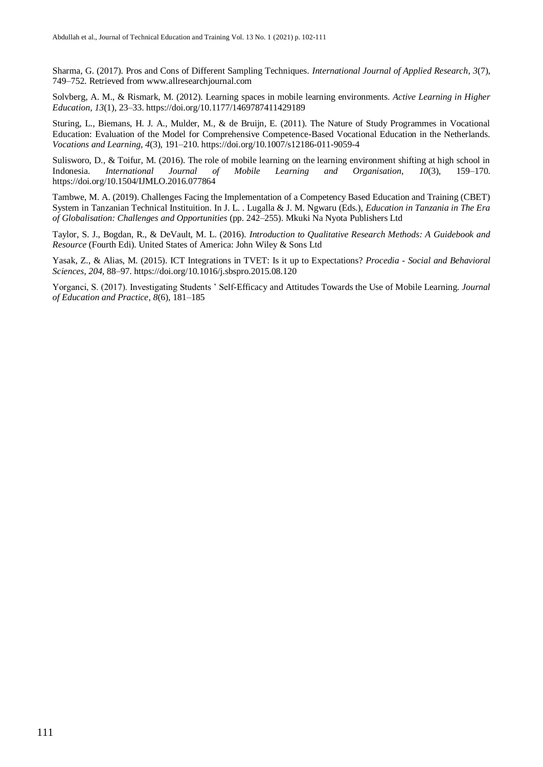Sharma, G. (2017). Pros and Cons of Different Sampling Techniques. *International Journal of Applied Research*, *3*(7), 749–752. Retrieved from www.allresearchjournal.com

Solvberg, A. M., & Rismark, M. (2012). Learning spaces in mobile learning environments. *Active Learning in Higher Education*, *13*(1), 23–33. https://doi.org/10.1177/1469787411429189

Sturing, L., Biemans, H. J. A., Mulder, M., & de Bruijn, E. (2011). The Nature of Study Programmes in Vocational Education: Evaluation of the Model for Comprehensive Competence-Based Vocational Education in the Netherlands. *Vocations and Learning*, *4*(3), 191–210. https://doi.org/10.1007/s12186-011-9059-4

Sulisworo, D., & Toifur, M. (2016). The role of mobile learning on the learning environment shifting at high school in Indonesia. *International Journal of Mobile Learning and Organisation*, *10*(3), 159–170. https://doi.org/10.1504/IJMLO.2016.077864

Tambwe, M. A. (2019). Challenges Facing the Implementation of a Competency Based Education and Training (CBET) System in Tanzanian Technical Instituition. In J. L. . Lugalla & J. M. Ngwaru (Eds.), *Education in Tanzania in The Era of Globalisation: Challenges and Opportunities* (pp. 242–255). Mkuki Na Nyota Publishers Ltd

Taylor, S. J., Bogdan, R., & DeVault, M. L. (2016). *Introduction to Qualitative Research Methods: A Guidebook and Resource* (Fourth Edi). United States of America: John Wiley & Sons Ltd

Yasak, Z., & Alias, M. (2015). ICT Integrations in TVET: Is it up to Expectations? *Procedia - Social and Behavioral Sciences*, *204*, 88–97. https://doi.org/10.1016/j.sbspro.2015.08.120

Yorganci, S. (2017). Investigating Students ' Self-Efficacy and Attitudes Towards the Use of Mobile Learning. *Journal of Education and Practice*, *8*(6), 181–185